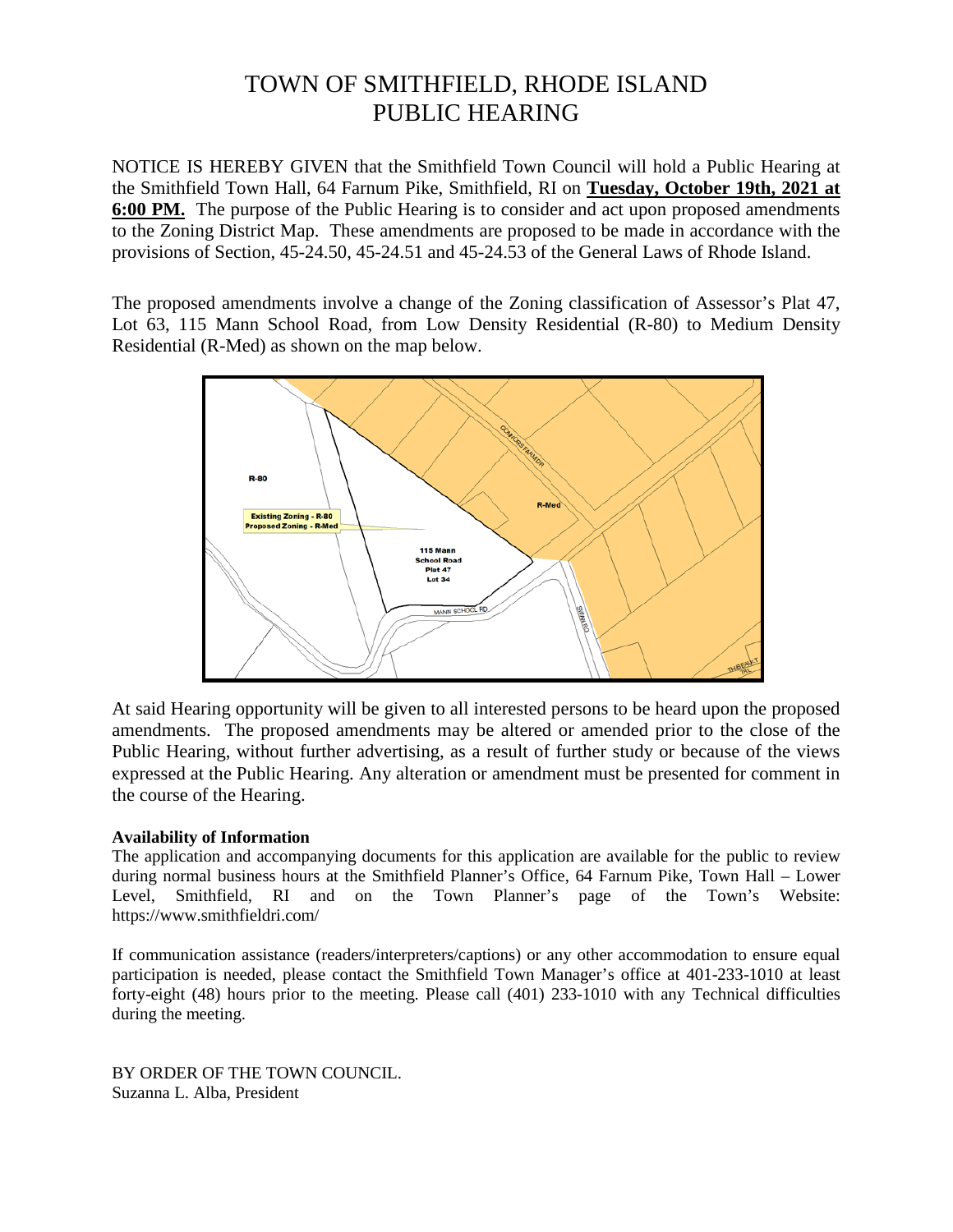# TOWN OF SMITHFIELD, RHODE ISLAND
# PUBLIC HEARING

NOTICE IS HEREBY GIVEN that the Smithfield Town Council will hold a Public Hearing at the Smithfield Town Hall, 64 Farnum Pike, Smithfield, RI on **Tuesday, October 19th, 2021 at 6:00 PM.** The purpose of the Public Hearing is to consider and act upon proposed amendments to the Zoning District Map. These amendments are proposed to be made in accordance with the provisions of Section, 45-24.50, 45-24.51 and 45-24.53 of the General Laws of Rhode Island.

The proposed amendments involve a change of the Zoning classification of Assessor's Plat 47, Lot 63, 115 Mann School Road, from Low Density Residential (R-80) to Medium Density Residential (R-Med) as shown on the map below.

R-80

Existing Zoning - R-80
Proposed Zoning - R-Med

R-Med

115 Mann School Road
Plat 47
Lot 34

CONNORS FARM DR

MANN SCHOOL RD

STONE RD

THIBEAULT TRL

At said Hearing opportunity will be given to all interested persons to be heard upon the proposed amendments. The proposed amendments may be altered or amended prior to the close of the Public Hearing, without further advertising, as a result of further study or because of the views expressed at the Public Hearing. Any alteration or amendment must be presented for comment in the course of the Hearing.

**Availability of Information**

The application and accompanying documents for this application are available for the public to review during normal business hours at the Smithfield Planner's Office, 64 Farnum Pike, Town Hall – Lower Level, Smithfield, RI and on the Town Planner's page of the Town's Website: https://www.smithfieldri.com/

If communication assistance (readers/interpreters/captions) or any other accommodation to ensure equal participation is needed, please contact the Smithfield Town Manager's office at 401-233-1010 at least forty-eight (48) hours prior to the meeting. Please call (401) 233-1010 with any Technical difficulties during the meeting.

BY ORDER OF THE TOWN COUNCIL.
Suzanna L. Alba, President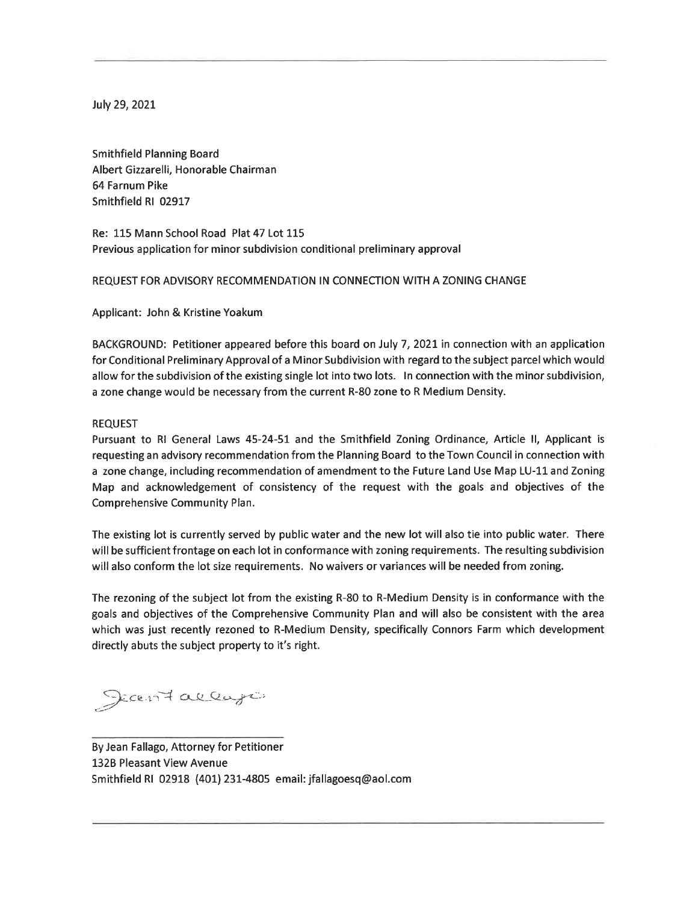July 29, 2021

Smithfield Planning Board
Albert Gizzarelli, Honorable Chairman
64 Farnum Pike
Smithfield RI 02917

Re: 115 Mann School Road Plat 47 Lot 115
Previous application for minor subdivision conditional preliminary approval

REQUEST FOR ADVISORY RECOMMENDATION IN CONNECTION WITH A ZONING CHANGE

Applicant: John & Kristine Yoakum

BACKGROUND: Petitioner appeared before this board on July 7, 2021 in connection with an application for Conditional Preliminary Approval of a Minor Subdivision with regard to the subject parcel which would allow for the subdivision of the existing single lot into two lots. In connection with the minor subdivision, a zone change would be necessary from the current R-80 zone to R Medium Density.

REQUEST

Pursuant to RI General Laws 45-24-51 and the Smithfield Zoning Ordinance, Article II, Applicant is requesting an advisory recommendation from the Planning Board to the Town Council in connection with a zone change, including recommendation of amendment to the Future Land Use Map LU-11 and Zoning Map and acknowledgement of consistency of the request with the goals and objectives of the Comprehensive Community Plan.

The existing lot is currently served by public water and the new lot will also tie into public water. There will be sufficient frontage on each lot in conformance with zoning requirements. The resulting subdivision will also conform the lot size requirements. No waivers or variances will be needed from zoning.

The rezoning of the subject lot from the existing R-80 to R-Medium Density is in conformance with the goals and objectives of the Comprehensive Community Plan and will also be consistent with the area which was just recently rezoned to R-Medium Density, specifically Connors Farm which development directly abuts the subject property to it's right.

Jean Fallago

By Jean Fallago, Attorney for Petitioner
132B Pleasant View Avenue
Smithfield RI 02918 (401) 231-4805 email: jfallagoesq@aol.com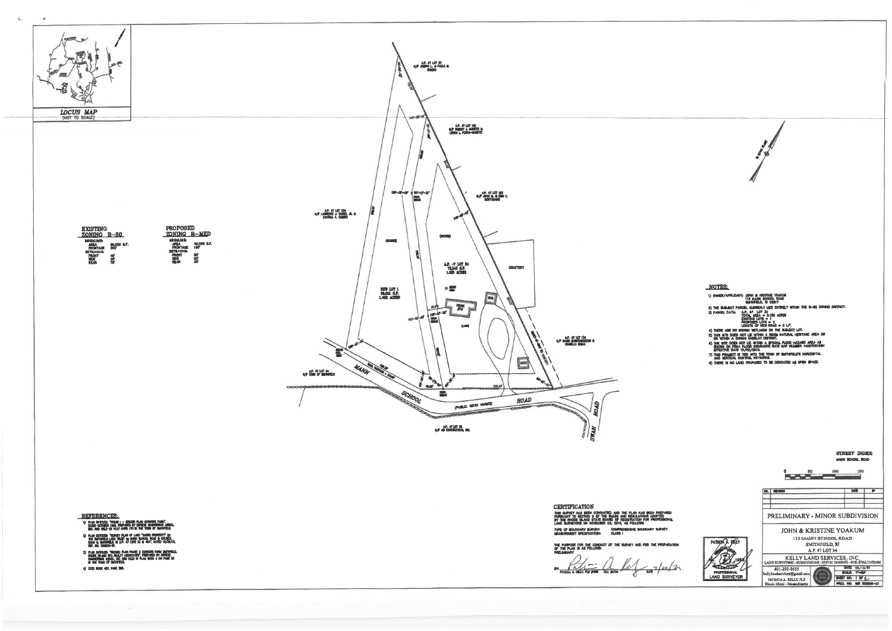**LOCUS MAP**
(NOT TO SCALE)

**EXISTING ZONING R-80**

MINIMUMS:
AREA 80,000 S.F.
FRONTAGE 200'
SETBACKS:
FRONT 40'
SIDE 25'
REAR 75'

**PROPOSED ZONING R-MED**

MINIMUMS:
AREA 40,000 S.F.
FRONTAGE 150'
SETBACKS:
FRONT 30'
SIDE 20'
REAR 40'

A.P. 47 LOT 101
N/F JOSEPH L. & PAULA M. CHIODO

A.P. 47 LOT 102
N/F ROBERT J. MORETTI & LINNEA L. FUSSA-MORETTI

A.P. 47 LOT 103
N/F JOHN R. & ERIN E. MONTIMANO

A.P. 47 LOT 33A
N/F LAWRENCE J. SASSO, JR. & CYNTHIA A. CAMBIO

NEW LOT 1
65,021 S.F.
1.492 ACRES

A.P. 47 LOT 34
72,545 S.F.
1.665 ACRES

CEMETERY

A.P. 47 LOT 134
N/F DAVID GIANFRANCESCO & ISABELLA EGNA

A.P. 47 LOT 44
N/F TOWN OF SMITHFIELD

MANN SCHOOL ROAD (PUBLIC, WIDTH VARIES)

A.P. 47 LOT 78
N/F AS CONSTRUCTION, INC.

SWAN ROAD

## NOTES:

1) OWNER/APPLICANT: JOHN & KRISTINE YOAKUM
115 MANN SCHOOL ROAD
SMITHFIELD, RI 02917
2) THE SUBJECT PARCEL CURRENTLY LIES ENTIRELY WITHIN THE R-80 ZONING DISTRICT.
3) PARCEL DATA: A.P. 47 LOT 34
TOTAL AREA = 3.159 ACRES
EXISTING LOTS = 1
PROPOSED LOTS = 2
LENGTH OF NEW ROAD = 0 L.F.
4) THERE ARE NO KNOWN WETLANDS ON THE SUBJECT LOT.
5) THIS SITE DOES NOT LIE WITHIN A RIDEM NATURAL HERITAGE AREA OR OR WITHIN A ZONING OVERLAY DISTRICT.
6) THE SITE DOES NOT LIE WITHIN A SPECIAL FLOOD HAZARD AREA AS SHOWN ON FEMA FLOOD INSURANCE RATE MAP NUMBER 44007C0161H EFFECTIVE DATE 10/02/2015.
7) THIS PROJECT IS TIED INTO THE TOWN OF SMITHFIELD'S HORIZONTAL AND VERTICAL CONTROL NETWORKS.
8) THERE IS NO LAND PROPOSED TO BE DEDICATED AS OPEN SPACE.

## REFERENCES:

1) PLAN ENTITLED: "PHASE I – RECORD PLAN CORNERS FARM", DATED OCTOBER 1980, PREPARED BY DIPRETE ENGINEERING ASSOC., INC. AND FILED ON PLAT CARD 170 IN THE TOWN OF SMITHFIELD.
2) PLAN ENTITLED: "SURVEY PLAN OF LAND "SASSO PROPERTY" for THE SMITHFIELD LAND TRUST on MANN SCHOOL ROAD & COLWELL ROAD in SMITHFIELD, RI A.P. 47 LOTS 33 & 49A", DATED 10/28/15, REF. NO. 150903-SP.
3) PLAN ENTITLED: "RECORD PLAN PHASE 2 CORNERS FARM SMITHFIELD, RHODE ISLAND SFA REALTY ASSOCIATES", PREPARED BY DIPRETE ENGINEERING ASSOC., INC AND FILED IN PLAN BOOK 4 ON PAGE 83 IN THE TOWN OF SMITHFIELD.
4) DEED BOOK 457, PAGE 358.

## CERTIFICATION

THIS SURVEY HAS BEEN CONDUCTED AND THE PLAN HAS BEEN PREPARED PURSUANT TO SECTION 9 OF THE RULES AND REGULATIONS ADOPTED BY THE RHODE ISLAND STATE BOARD OF REGISTRATION FOR PROFESSIONAL LAND SURVEYORS ON NOVEMBER 25, 2015, AS FOLLOWS:

TYPE OF BOUNDARY SURVEY: COMPREHENSIVE BOUNDARY SURVEY
MEASUREMENT SPECIFICATION: CLASS I

THE PURPOSE FOR THE CONDUCT OF THE SURVEY AND FOR THE PREPARATION OF THE PLAN IS AS FOLLOWS:
PRELIMINARY

BY: PATRICIA A. KELLY, PLS #1988 COA #A734 DATE 2/10/21

PATRICIA A. KELLY
PROFESSIONAL LAND SURVEYOR

STREET INDEX:
MANN SCHOOL ROAD

| NO. | REVISION | DATE | BY |
|---|---|---|---|

**PRELIMINARY - MINOR SUBDIVISION**

**JOHN & KRISTINE YOAKUM**
115 MANN SCHOOL ROAD
SMITHFIELD, RI
A.P. 47 LOT 34

**KELLY LAND SERVICES, INC.**
LAND SURVEYING - SUBDIVISIONS - SEPTIC DESIGNS - SOIL EVALUATIONS
401-293-0535
kellylandservices@gmail.com
PATRICIA A. KELLY, PLS
Rhode Island - Massachusetts

DATE: 02/12/21
SCALE: 1"=50'
SHEET NO: 1 OF 1
PROJ. NO: 200005-M1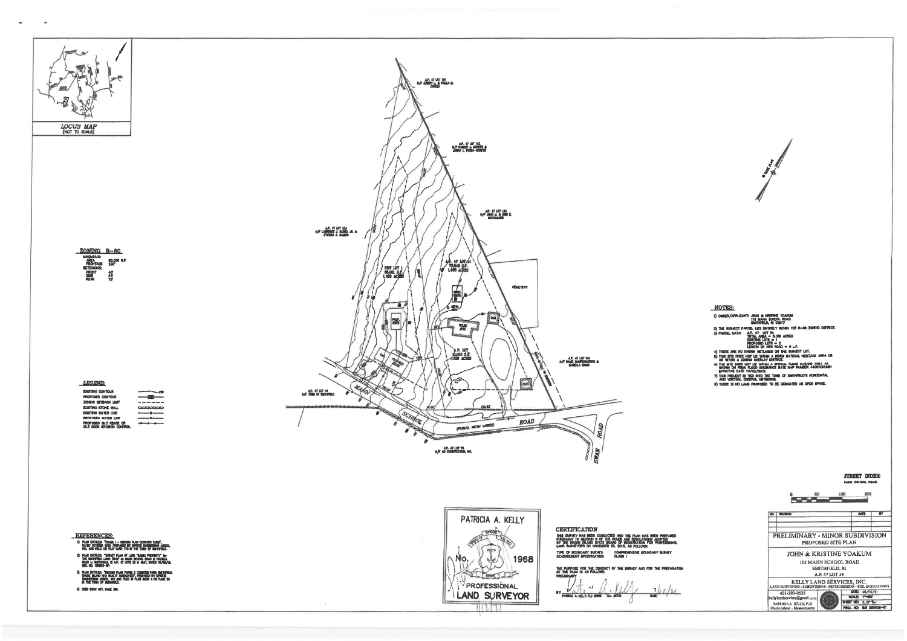LOCUS MAP
(NOT TO SCALE)

## ZONING R-80

MINIMUMS:
AREA 80,000 S.F.
FRONTAGE 160'
SETBACKS:
FRONT 40'
SIDE 25'
REAR 75'

## LEGEND:

EXISTING CONTOUR
PROPOSED CONTOUR
ZONING SETBACK LIMIT
EXISTING STONE WALL
EXISTING WATER LINE
PROPOSED WATER LINE
PROPOSED SILT FENCE OR SILT SOCK EROSION CONTROL

A.P. 47 LOT 181
N/F JOSEPH L. & PAULA M. CHICCO

A.P. 47 LOT 182
N/F ROBERT J. MORETTI & DONNA L. FOSSA-MORETTI

A.P. 47 LOT 183
N/F JOHN M. & ERIN E. MONTAQUINO

A.P. 47 LOT 33A
N/F LAWRENCE J. SASSO, JR. & CYNTHIA A. SASSO

NEW LOT 1
80,001 S.F.
1.832 ACRES

A.P. 47 LOT 34
72,546 S.F.
1.666 ACRES

CEMETERY

A.P. 47 LOT 134
N/F DAVID SANFRANCESCO & ISABELLA EDMA

A.P. 47 LOT 44
N/F TOWN OF SMITHFIELD

MANN SCHOOL ROAD
(PUBLIC, WIDTH VARIES)

SWAN ROAD

A.P. 47 LOT 78
N/F AS CONSTRUCTION, INC.

## NOTES:

1) OWNER/APPLICANT: JOHN & KRISTINE YOAKUM
115 MANN SCHOOL ROAD
SMITHFIELD, RI 02917
2) THE SUBJECT PARCEL LIES ENTIRELY WITHIN THE R-80 ZONING DISTRICT.
3) PARCEL DATA: A.P. 47 LOT 34
TOTAL AREA = 3.498 ACRES
EXISTING LOTS = 1
PROPOSED LOTS = 2
LENGTH OF NEW ROAD = 0 L.F.
4) THERE ARE NO KNOWN WETLANDS ON THE SUBJECT LOT.
5) THIS SITE DOES NOT LIE WITHIN A RIDEM NATURAL HERITAGE AREA OR ON WITHIN A ZONING OVERLAY DISTRICT.
6) THE SITE DOES NOT LIE WITHIN A SPECIAL FLOOD HAZARD AREA AS SHOWN ON FEMA FLOOD INSURANCE RATE MAP NUMBER 44007C0166H EFFECTIVE DATE 10/02/2015.
7) THIS PROJECT IS TIED INTO THE TOWN OF SMITHFIELD'S HORIZONTAL AND VERTICAL CONTROL NETWORKS.
8) THERE IS NO LAND PROPOSED TO BE DEDICATED AS OPEN SPACE.

STREET INDEX:
MANN SCHOOL ROAD

0 50 100 150

## REFERENCES:

1) PLAN ENTITLED: "PHASE I – RECORD PLAN CONNORS FARM", DATED OCTOBER 1990, PREPARED BY DIPRETE ENGINEERING ASSOC. INC. AND FILED ON PLAT CARD 170 IN THE TOWN OF SMITHFIELD.
2) PLAN ENTITLED: "SURVEY PLAN OF LAND "SASSO PROPERTY" for THE SMITHFIELD LAND TRUST on MANN SCHOOL ROAD & COUNCIL ROAD in SMITHFIELD, RI A.P. 47 LOTS 33 & 45A", DATED 10/29/03, REV. NO. 100953-SP.
3) PLAN ENTITLED: "RECORD PLAN PHASE 2 CONNORS FARM SMITHFIELD, RHODE ISLAND N/A REALTY ASSOCIATES", PREPARED BY DIPRETE ENGINEERING ASSOC. INC AND FILED IN PLAN BOOK 4 ON PAGE 81 IN THE TOWN OF SMITHFIELD.
4) DEED BOOK 457, PAGE 336.

PATRICIA A. KELLY
No. 1968
PROFESSIONAL LAND SURVEYOR

## CERTIFICATION

THIS SURVEY HAS BEEN CONDUCTED AND THE PLAN HAS BEEN PREPARED PURSUANT TO SECTION 9 OF THE RULES AND REGULATIONS ADOPTED BY THE RHODE ISLAND STATE BOARD OF REGISTRATION FOR PROFESSIONAL LAND SURVEYORS ON NOVEMBER 25, 2015, AS FOLLOWS:

TYPE OF BOUNDARY SURVEY: COMPREHENSIVE BOUNDARY SURVEY
MEASUREMENT SPECIFICATION: CLASS I

THE PURPOSE FOR THE CONDUCT OF THE SURVEY AND FOR THE PREPARATION OF THE PLAN IS AS FOLLOWS:
PRELIMINARY

BY: PATRICIA A. KELLY, PLS #1968 COA #A704 DATE: 7/1/21

| NO. | REVISION | DATE | BY |
|---|---|---|---|
| | | | |

PRELIMINARY - MINOR SUBDIVISION
PROPOSED SITE PLAN

JOHN & KRISTINE YOAKUM
115 MANN SCHOOL ROAD
SMITHFIELD, RI
A.P. 47 LOT 34

KELLY LAND SERVICES, INC.
LAND SURVEYING - SUBDIVISIONS - SEPTIC DESIGNS - SOIL EVALUATIONS
401-293-0535
kellylandservices@gmail.com
PATRICIA A. KELLY, PLS
Rhode Island - Massachusetts

DATE: 05/12/21
SCALE: 1"=50'
SHEET NO: 1 OF 1
PROJ. NO: 2020006-01